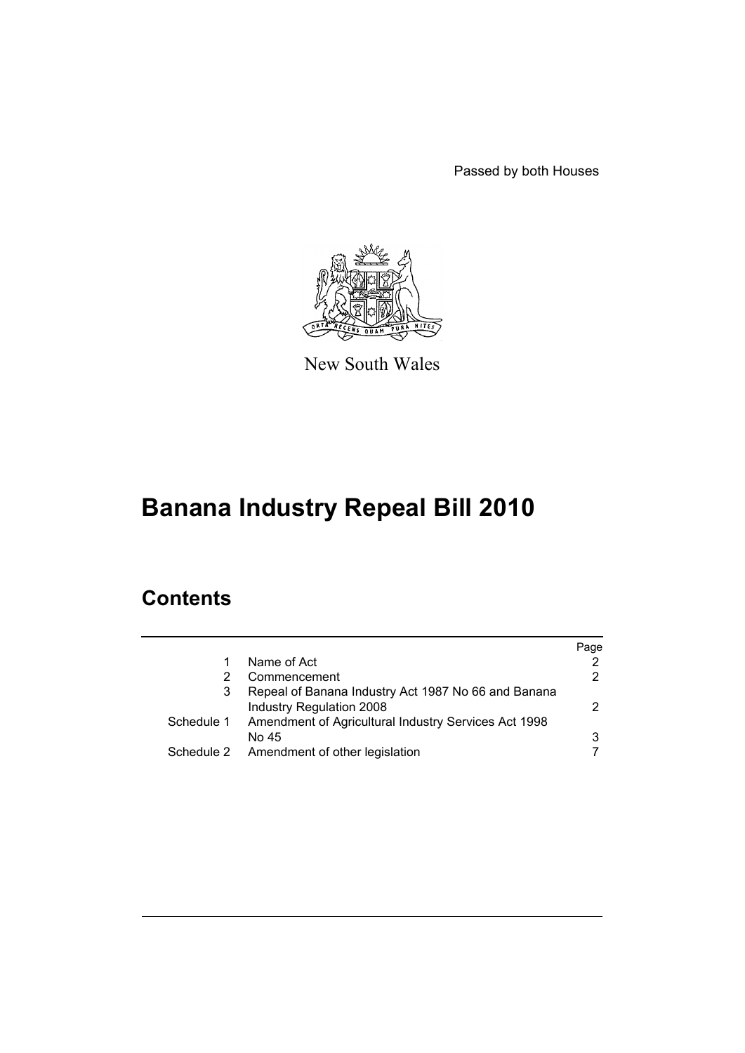Passed by both Houses

New South Wales

# Banana Industry Repeal Bill 2010

## Contents

| | | Page |
|---|---|---|
| 1 | Name of Act | 2 |
| 2 | Commencement | 2 |
| 3 | Repeal of Banana Industry Act 1987 No 66 and Banana Industry Regulation 2008 | 2 |
| Schedule 1 | Amendment of Agricultural Industry Services Act 1998 No 45 | 3 |
| Schedule 2 | Amendment of other legislation | 7 |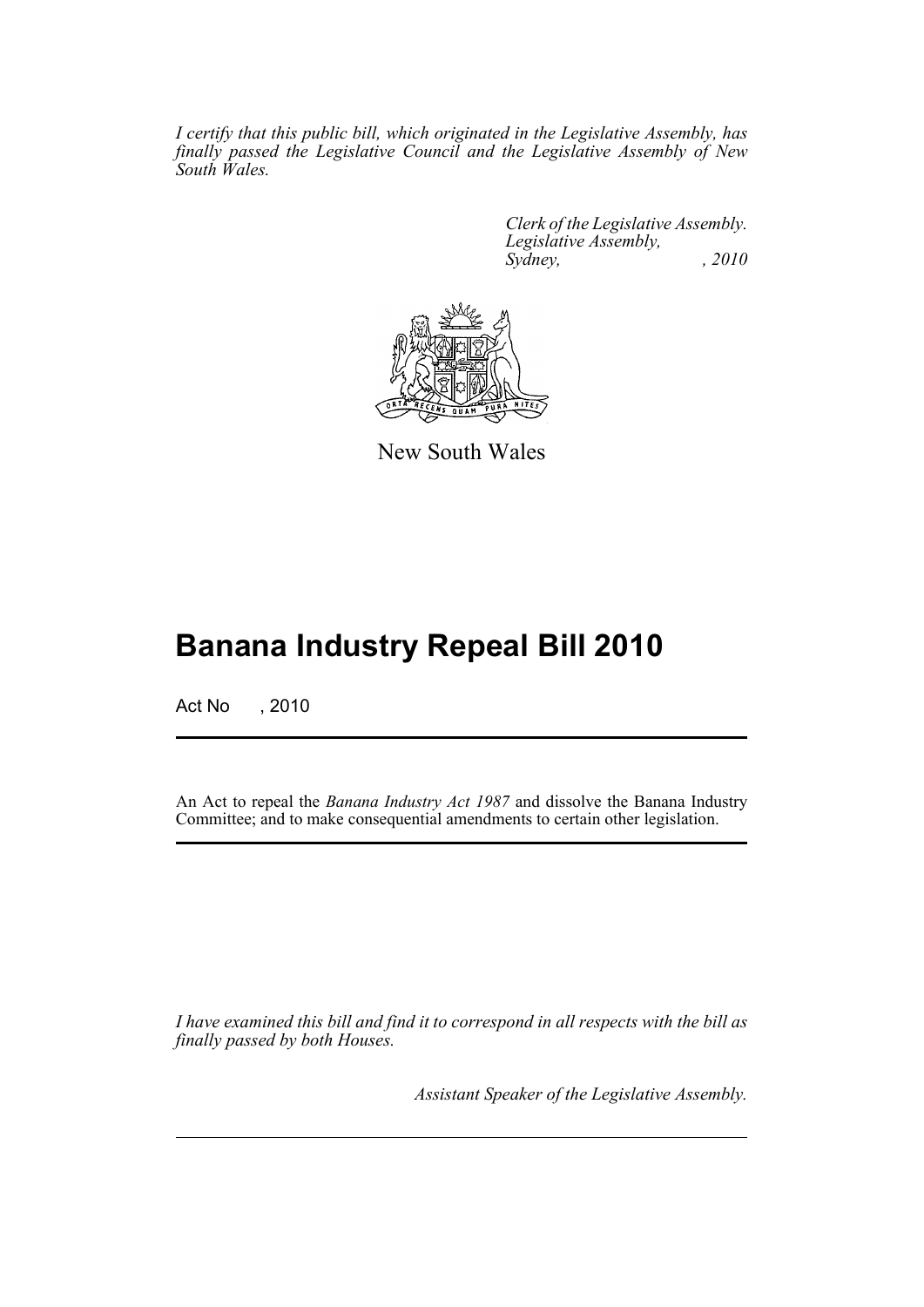*I certify that this public bill, which originated in the Legislative Assembly, has finally passed the Legislative Council and the Legislative Assembly of New South Wales.*

*Clerk of the Legislative Assembly.*
*Legislative Assembly,*
*Sydney, , 2010*

New South Wales

# Banana Industry Repeal Bill 2010

Act No , 2010

An Act to repeal the *Banana Industry Act 1987* and dissolve the Banana Industry Committee; and to make consequential amendments to certain other legislation.

*I have examined this bill and find it to correspond in all respects with the bill as finally passed by both Houses.*

*Assistant Speaker of the Legislative Assembly.*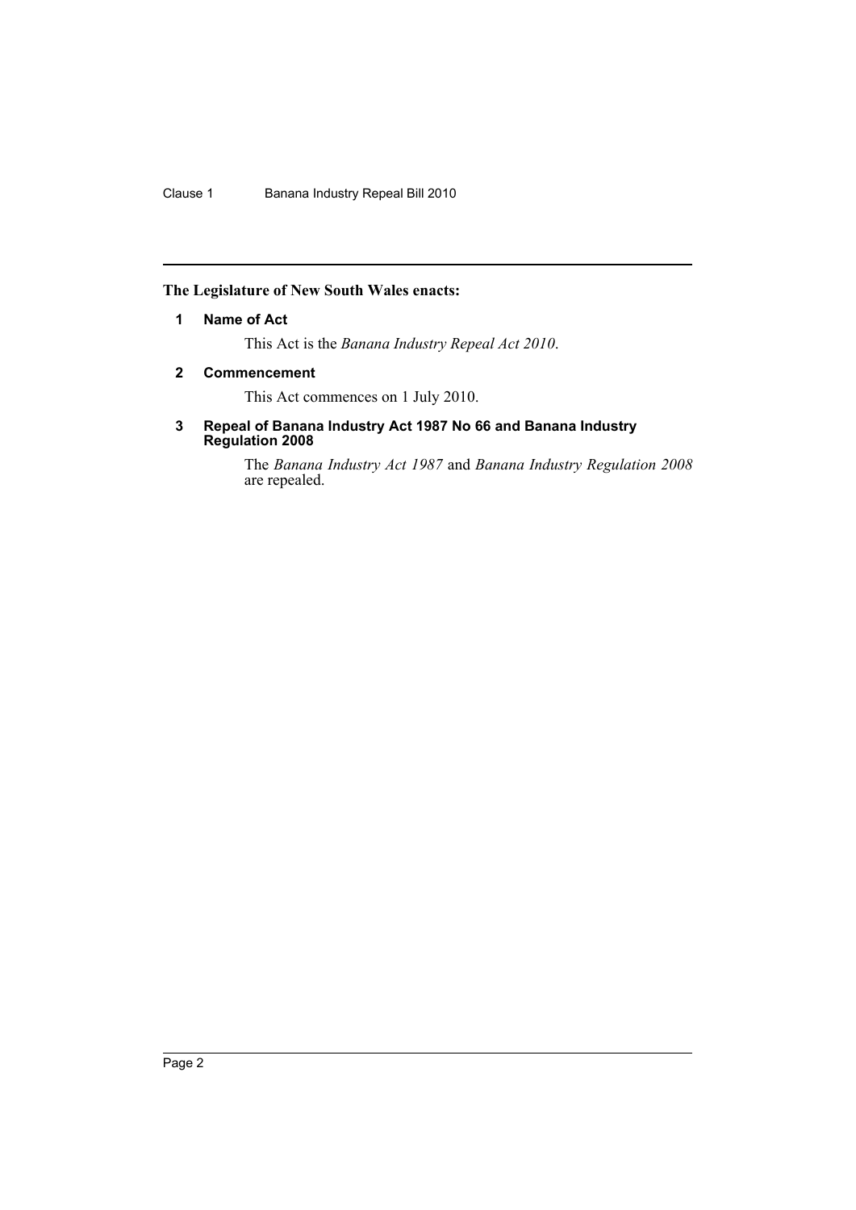**The Legislature of New South Wales enacts:**

## 1 Name of Act

This Act is the *Banana Industry Repeal Act 2010*.

## 2 Commencement

This Act commences on 1 July 2010.

## 3 Repeal of Banana Industry Act 1987 No 66 and Banana Industry Regulation 2008

The *Banana Industry Act 1987* and *Banana Industry Regulation 2008* are repealed.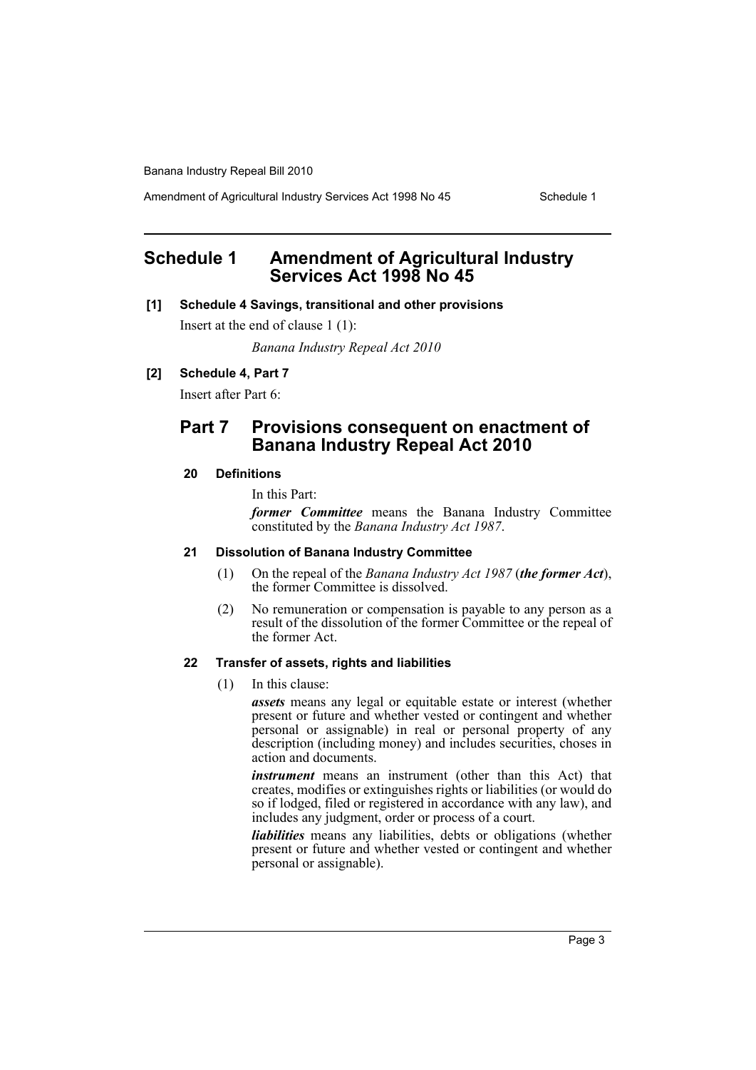# Schedule 1 Amendment of Agricultural Industry Services Act 1998 No 45

**[1] Schedule 4 Savings, transitional and other provisions**

Insert at the end of clause 1 (1):

*Banana Industry Repeal Act 2010*

**[2] Schedule 4, Part 7**

Insert after Part 6:

## Part 7 Provisions consequent on enactment of Banana Industry Repeal Act 2010

### 20 Definitions

In this Part:

***former Committee*** means the Banana Industry Committee constituted by the *Banana Industry Act 1987*.

### 21 Dissolution of Banana Industry Committee

(1) On the repeal of the *Banana Industry Act 1987* (***the former Act***), the former Committee is dissolved.

(2) No remuneration or compensation is payable to any person as a result of the dissolution of the former Committee or the repeal of the former Act.

### 22 Transfer of assets, rights and liabilities

(1) In this clause:

***assets*** means any legal or equitable estate or interest (whether present or future and whether vested or contingent and whether personal or assignable) in real or personal property of any description (including money) and includes securities, choses in action and documents.

***instrument*** means an instrument (other than this Act) that creates, modifies or extinguishes rights or liabilities (or would do so if lodged, filed or registered in accordance with any law), and includes any judgment, order or process of a court.

***liabilities*** means any liabilities, debts or obligations (whether present or future and whether vested or contingent and whether personal or assignable).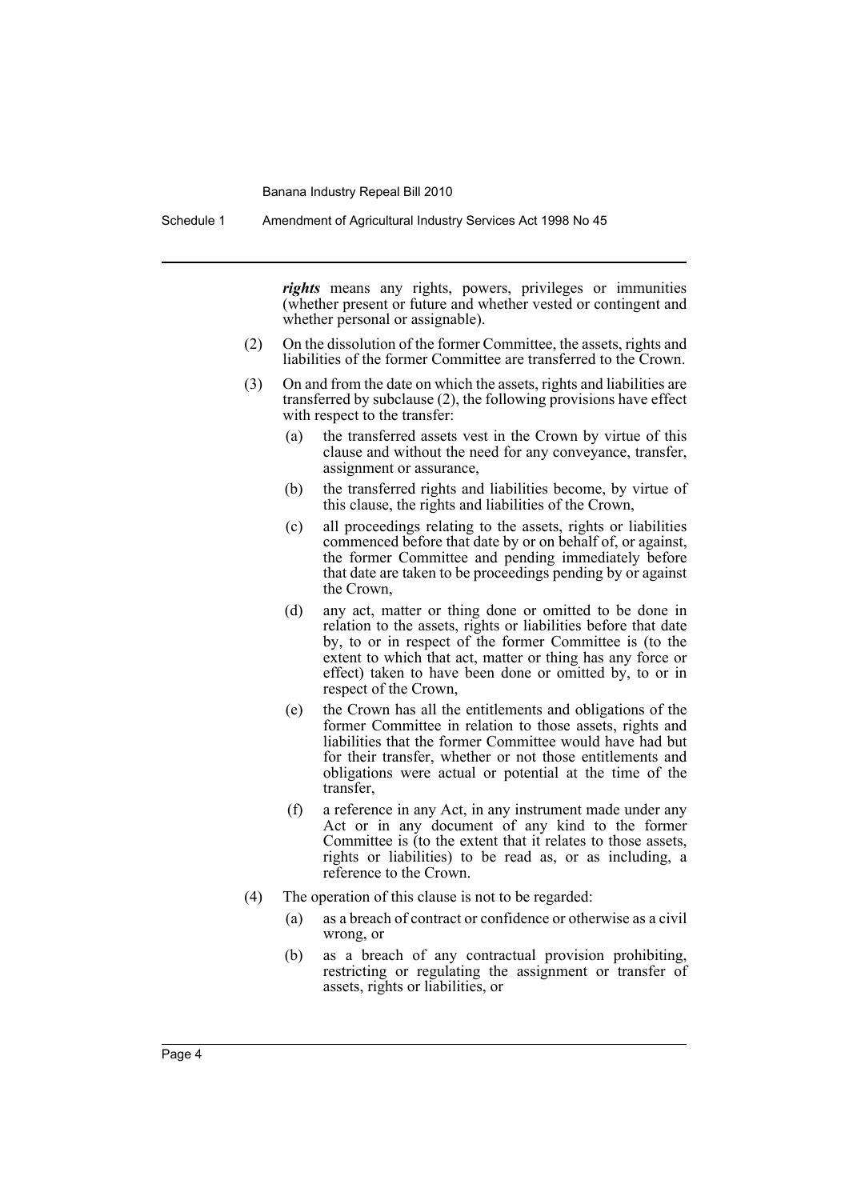***rights*** means any rights, powers, privileges or immunities (whether present or future and whether vested or contingent and whether personal or assignable).

(2) On the dissolution of the former Committee, the assets, rights and liabilities of the former Committee are transferred to the Crown.

(3) On and from the date on which the assets, rights and liabilities are transferred by subclause (2), the following provisions have effect with respect to the transfer:

- (a) the transferred assets vest in the Crown by virtue of this clause and without the need for any conveyance, transfer, assignment or assurance,
- (b) the transferred rights and liabilities become, by virtue of this clause, the rights and liabilities of the Crown,
- (c) all proceedings relating to the assets, rights or liabilities commenced before that date by or on behalf of, or against, the former Committee and pending immediately before that date are taken to be proceedings pending by or against the Crown,
- (d) any act, matter or thing done or omitted to be done in relation to the assets, rights or liabilities before that date by, to or in respect of the former Committee is (to the extent to which that act, matter or thing has any force or effect) taken to have been done or omitted by, to or in respect of the Crown,
- (e) the Crown has all the entitlements and obligations of the former Committee in relation to those assets, rights and liabilities that the former Committee would have had but for their transfer, whether or not those entitlements and obligations were actual or potential at the time of the transfer,
- (f) a reference in any Act, in any instrument made under any Act or in any document of any kind to the former Committee is (to the extent that it relates to those assets, rights or liabilities) to be read as, or as including, a reference to the Crown.

(4) The operation of this clause is not to be regarded:

- (a) as a breach of contract or confidence or otherwise as a civil wrong, or
- (b) as a breach of any contractual provision prohibiting, restricting or regulating the assignment or transfer of assets, rights or liabilities, or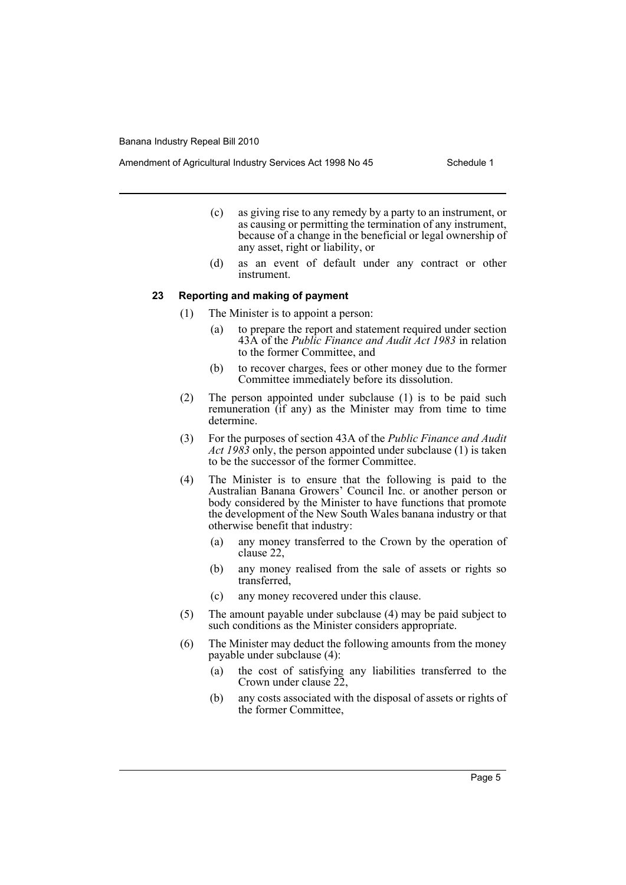(c) as giving rise to any remedy by a party to an instrument, or as causing or permitting the termination of any instrument, because of a change in the beneficial or legal ownership of any asset, right or liability, or

(d) as an event of default under any contract or other instrument.

**23 Reporting and making of payment**

(1) The Minister is to appoint a person:

(a) to prepare the report and statement required under section 43A of the *Public Finance and Audit Act 1983* in relation to the former Committee, and

(b) to recover charges, fees or other money due to the former Committee immediately before its dissolution.

(2) The person appointed under subclause (1) is to be paid such remuneration (if any) as the Minister may from time to time determine.

(3) For the purposes of section 43A of the *Public Finance and Audit Act 1983* only, the person appointed under subclause (1) is taken to be the successor of the former Committee.

(4) The Minister is to ensure that the following is paid to the Australian Banana Growers' Council Inc. or another person or body considered by the Minister to have functions that promote the development of the New South Wales banana industry or that otherwise benefit that industry:

(a) any money transferred to the Crown by the operation of clause 22,

(b) any money realised from the sale of assets or rights so transferred,

(c) any money recovered under this clause.

(5) The amount payable under subclause (4) may be paid subject to such conditions as the Minister considers appropriate.

(6) The Minister may deduct the following amounts from the money payable under subclause (4):

(a) the cost of satisfying any liabilities transferred to the Crown under clause 22,

(b) any costs associated with the disposal of assets or rights of the former Committee,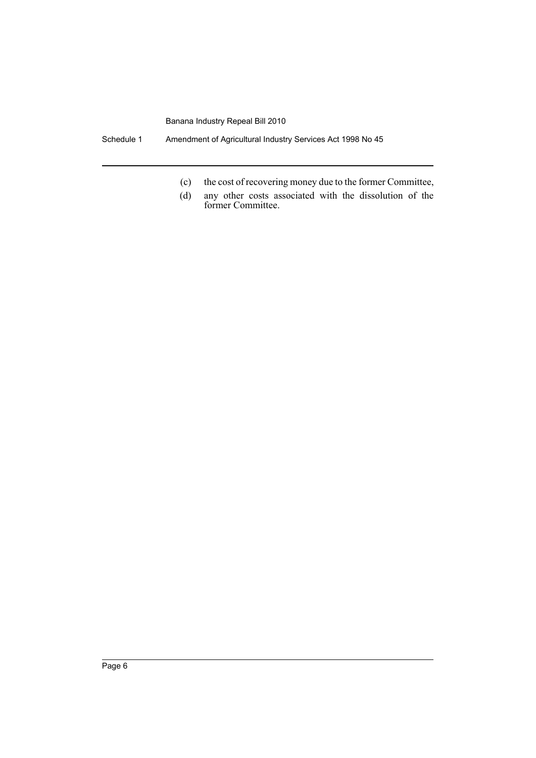(c) the cost of recovering money due to the former Committee,

(d) any other costs associated with the dissolution of the former Committee.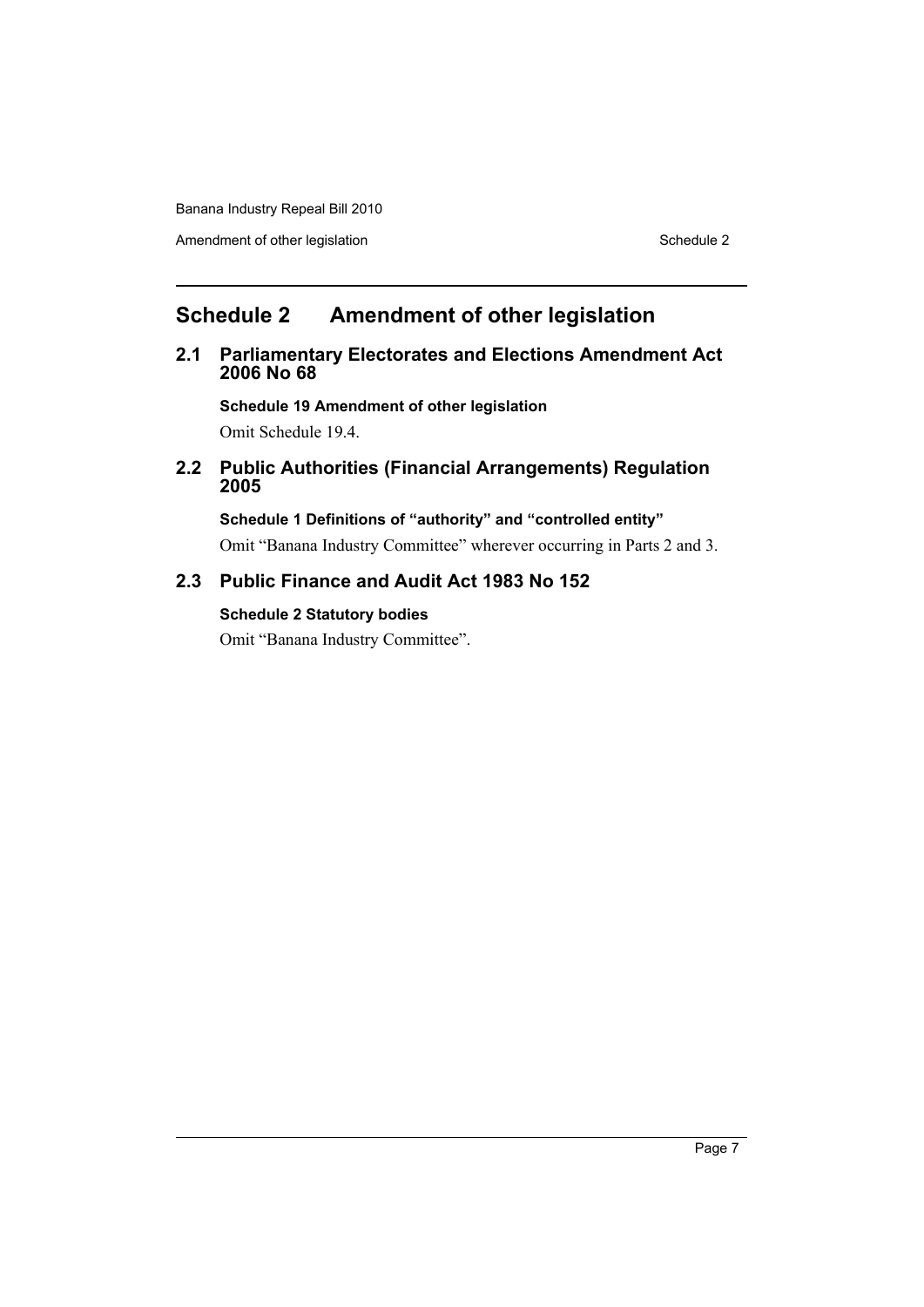# Schedule 2 Amendment of other legislation

## 2.1 Parliamentary Electorates and Elections Amendment Act 2006 No 68

**Schedule 19 Amendment of other legislation**

Omit Schedule 19.4.

## 2.2 Public Authorities (Financial Arrangements) Regulation 2005

**Schedule 1 Definitions of "authority" and "controlled entity"**

Omit "Banana Industry Committee" wherever occurring in Parts 2 and 3.

## 2.3 Public Finance and Audit Act 1983 No 152

**Schedule 2 Statutory bodies**

Omit "Banana Industry Committee".